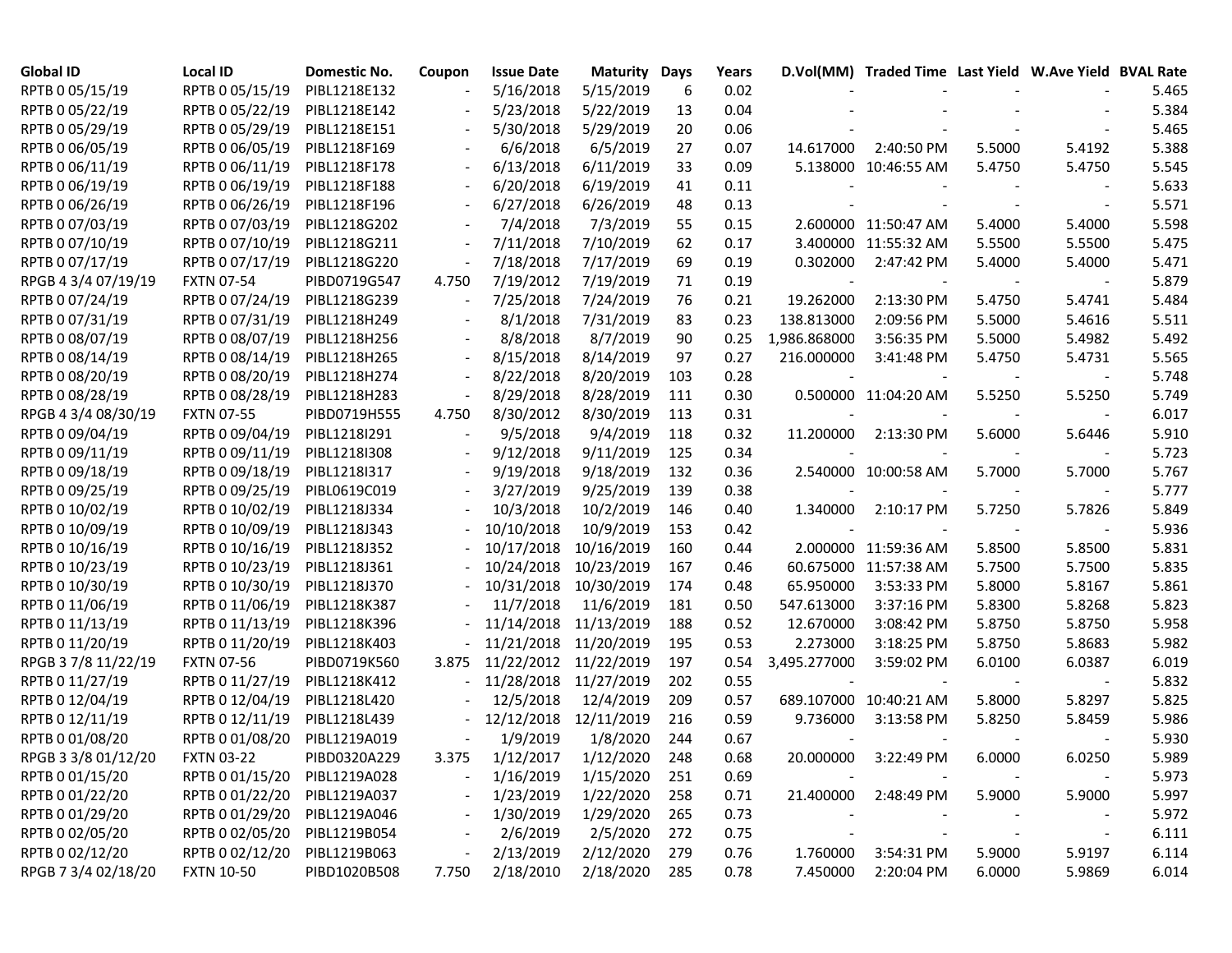| Global ID | Local ID | Domestic No. | Coupon | Issue Date | Maturity | Days | Years | D.Vol(MM) | Traded Time | Last Yield | W.Ave Yield | BVAL Rate |
|---|---|---|---|---|---|---|---|---|---|---|---|---|
| RPTB 0 05/15/19 | RPTB 0 05/15/19 | PIBL1218E132 | - | 5/16/2018 | 5/15/2019 | 6 | 0.02 | - | - | - | - | 5.465 |
| RPTB 0 05/22/19 | RPTB 0 05/22/19 | PIBL1218E142 | - | 5/23/2018 | 5/22/2019 | 13 | 0.04 | - | - | - | - | 5.384 |
| RPTB 0 05/29/19 | RPTB 0 05/29/19 | PIBL1218E151 | - | 5/30/2018 | 5/29/2019 | 20 | 0.06 | - | - | - | - | 5.465 |
| RPTB 0 06/05/19 | RPTB 0 06/05/19 | PIBL1218F169 | - | 6/6/2018 | 6/5/2019 | 27 | 0.07 | 14.617000 | 2:40:50 PM | 5.5000 | 5.4192 | 5.388 |
| RPTB 0 06/11/19 | RPTB 0 06/11/19 | PIBL1218F178 | - | 6/13/2018 | 6/11/2019 | 33 | 0.09 | 5.138000 | 10:46:55 AM | 5.4750 | 5.4750 | 5.545 |
| RPTB 0 06/19/19 | RPTB 0 06/19/19 | PIBL1218F188 | - | 6/20/2018 | 6/19/2019 | 41 | 0.11 | - | - | - | - | 5.633 |
| RPTB 0 06/26/19 | RPTB 0 06/26/19 | PIBL1218F196 | - | 6/27/2018 | 6/26/2019 | 48 | 0.13 | - | - | - | - | 5.571 |
| RPTB 0 07/03/19 | RPTB 0 07/03/19 | PIBL1218G202 | - | 7/4/2018 | 7/3/2019 | 55 | 0.15 | 2.600000 | 11:50:47 AM | 5.4000 | 5.4000 | 5.598 |
| RPTB 0 07/10/19 | RPTB 0 07/10/19 | PIBL1218G211 | - | 7/11/2018 | 7/10/2019 | 62 | 0.17 | 3.400000 | 11:55:32 AM | 5.5500 | 5.5500 | 5.475 |
| RPTB 0 07/17/19 | RPTB 0 07/17/19 | PIBL1218G220 | - | 7/18/2018 | 7/17/2019 | 69 | 0.19 | 0.302000 | 2:47:42 PM | 5.4000 | 5.4000 | 5.471 |
| RPGB 4 3/4 07/19/19 | FXTN 07-54 | PIBD0719G547 | 4.750 | 7/19/2012 | 7/19/2019 | 71 | 0.19 | - | - | - | - | 5.879 |
| RPTB 0 07/24/19 | RPTB 0 07/24/19 | PIBL1218G239 | - | 7/25/2018 | 7/24/2019 | 76 | 0.21 | 19.262000 | 2:13:30 PM | 5.4750 | 5.4741 | 5.484 |
| RPTB 0 07/31/19 | RPTB 0 07/31/19 | PIBL1218H249 | - | 8/1/2018 | 7/31/2019 | 83 | 0.23 | 138.813000 | 2:09:56 PM | 5.5000 | 5.4616 | 5.511 |
| RPTB 0 08/07/19 | RPTB 0 08/07/19 | PIBL1218H256 | - | 8/8/2018 | 8/7/2019 | 90 | 0.25 | 1,986.868000 | 3:56:35 PM | 5.5000 | 5.4982 | 5.492 |
| RPTB 0 08/14/19 | RPTB 0 08/14/19 | PIBL1218H265 | - | 8/15/2018 | 8/14/2019 | 97 | 0.27 | 216.000000 | 3:41:48 PM | 5.4750 | 5.4731 | 5.565 |
| RPTB 0 08/20/19 | RPTB 0 08/20/19 | PIBL1218H274 | - | 8/22/2018 | 8/20/2019 | 103 | 0.28 | - | - | - | - | 5.748 |
| RPTB 0 08/28/19 | RPTB 0 08/28/19 | PIBL1218H283 | - | 8/29/2018 | 8/28/2019 | 111 | 0.30 | 0.500000 | 11:04:20 AM | 5.5250 | 5.5250 | 5.749 |
| RPGB 4 3/4 08/30/19 | FXTN 07-55 | PIBD0719H555 | 4.750 | 8/30/2012 | 8/30/2019 | 113 | 0.31 | - | - | - | - | 6.017 |
| RPTB 0 09/04/19 | RPTB 0 09/04/19 | PIBL1218I291 | - | 9/5/2018 | 9/4/2019 | 118 | 0.32 | 11.200000 | 2:13:30 PM | 5.6000 | 5.6446 | 5.910 |
| RPTB 0 09/11/19 | RPTB 0 09/11/19 | PIBL1218I308 | - | 9/12/2018 | 9/11/2019 | 125 | 0.34 | - | - | - | - | 5.723 |
| RPTB 0 09/18/19 | RPTB 0 09/18/19 | PIBL1218I317 | - | 9/19/2018 | 9/18/2019 | 132 | 0.36 | 2.540000 | 10:00:58 AM | 5.7000 | 5.7000 | 5.767 |
| RPTB 0 09/25/19 | RPTB 0 09/25/19 | PIBL0619C019 | - | 3/27/2019 | 9/25/2019 | 139 | 0.38 | - | - | - | - | 5.777 |
| RPTB 0 10/02/19 | RPTB 0 10/02/19 | PIBL1218J334 | - | 10/3/2018 | 10/2/2019 | 146 | 0.40 | 1.340000 | 2:10:17 PM | 5.7250 | 5.7826 | 5.849 |
| RPTB 0 10/09/19 | RPTB 0 10/09/19 | PIBL1218J343 | - | 10/10/2018 | 10/9/2019 | 153 | 0.42 | - | - | - | - | 5.936 |
| RPTB 0 10/16/19 | RPTB 0 10/16/19 | PIBL1218J352 | - | 10/17/2018 | 10/16/2019 | 160 | 0.44 | 2.000000 | 11:59:36 AM | 5.8500 | 5.8500 | 5.831 |
| RPTB 0 10/23/19 | RPTB 0 10/23/19 | PIBL1218J361 | - | 10/24/2018 | 10/23/2019 | 167 | 0.46 | 60.675000 | 11:57:38 AM | 5.7500 | 5.7500 | 5.835 |
| RPTB 0 10/30/19 | RPTB 0 10/30/19 | PIBL1218J370 | - | 10/31/2018 | 10/30/2019 | 174 | 0.48 | 65.950000 | 3:53:33 PM | 5.8000 | 5.8167 | 5.861 |
| RPTB 0 11/06/19 | RPTB 0 11/06/19 | PIBL1218K387 | - | 11/7/2018 | 11/6/2019 | 181 | 0.50 | 547.613000 | 3:37:16 PM | 5.8300 | 5.8268 | 5.823 |
| RPTB 0 11/13/19 | RPTB 0 11/13/19 | PIBL1218K396 | - | 11/14/2018 | 11/13/2019 | 188 | 0.52 | 12.670000 | 3:08:42 PM | 5.8750 | 5.8750 | 5.958 |
| RPTB 0 11/20/19 | RPTB 0 11/20/19 | PIBL1218K403 | - | 11/21/2018 | 11/20/2019 | 195 | 0.53 | 2.273000 | 3:18:25 PM | 5.8750 | 5.8683 | 5.982 |
| RPGB 3 7/8 11/22/19 | FXTN 07-56 | PIBD0719K560 | 3.875 | 11/22/2012 | 11/22/2019 | 197 | 0.54 | 3,495.277000 | 3:59:02 PM | 6.0100 | 6.0387 | 6.019 |
| RPTB 0 11/27/19 | RPTB 0 11/27/19 | PIBL1218K412 | - | 11/28/2018 | 11/27/2019 | 202 | 0.55 | - | - | - | - | 5.832 |
| RPTB 0 12/04/19 | RPTB 0 12/04/19 | PIBL1218L420 | - | 12/5/2018 | 12/4/2019 | 209 | 0.57 | 689.107000 | 10:40:21 AM | 5.8000 | 5.8297 | 5.825 |
| RPTB 0 12/11/19 | RPTB 0 12/11/19 | PIBL1218L439 | - | 12/12/2018 | 12/11/2019 | 216 | 0.59 | 9.736000 | 3:13:58 PM | 5.8250 | 5.8459 | 5.986 |
| RPTB 0 01/08/20 | RPTB 0 01/08/20 | PIBL1219A019 | - | 1/9/2019 | 1/8/2020 | 244 | 0.67 | - | - | - | - | 5.930 |
| RPGB 3 3/8 01/12/20 | FXTN 03-22 | PIBD0320A229 | 3.375 | 1/12/2017 | 1/12/2020 | 248 | 0.68 | 20.000000 | 3:22:49 PM | 6.0000 | 6.0250 | 5.989 |
| RPTB 0 01/15/20 | RPTB 0 01/15/20 | PIBL1219A028 | - | 1/16/2019 | 1/15/2020 | 251 | 0.69 | - | - | - | - | 5.973 |
| RPTB 0 01/22/20 | RPTB 0 01/22/20 | PIBL1219A037 | - | 1/23/2019 | 1/22/2020 | 258 | 0.71 | 21.400000 | 2:48:49 PM | 5.9000 | 5.9000 | 5.997 |
| RPTB 0 01/29/20 | RPTB 0 01/29/20 | PIBL1219A046 | - | 1/30/2019 | 1/29/2020 | 265 | 0.73 | - | - | - | - | 5.972 |
| RPTB 0 02/05/20 | RPTB 0 02/05/20 | PIBL1219B054 | - | 2/6/2019 | 2/5/2020 | 272 | 0.75 | - | - | - | - | 6.111 |
| RPTB 0 02/12/20 | RPTB 0 02/12/20 | PIBL1219B063 | - | 2/13/2019 | 2/12/2020 | 279 | 0.76 | 1.760000 | 3:54:31 PM | 5.9000 | 5.9197 | 6.114 |
| RPGB 7 3/4 02/18/20 | FXTN 10-50 | PIBD1020B508 | 7.750 | 2/18/2010 | 2/18/2020 | 285 | 0.78 | 7.450000 | 2:20:04 PM | 6.0000 | 5.9869 | 6.014 |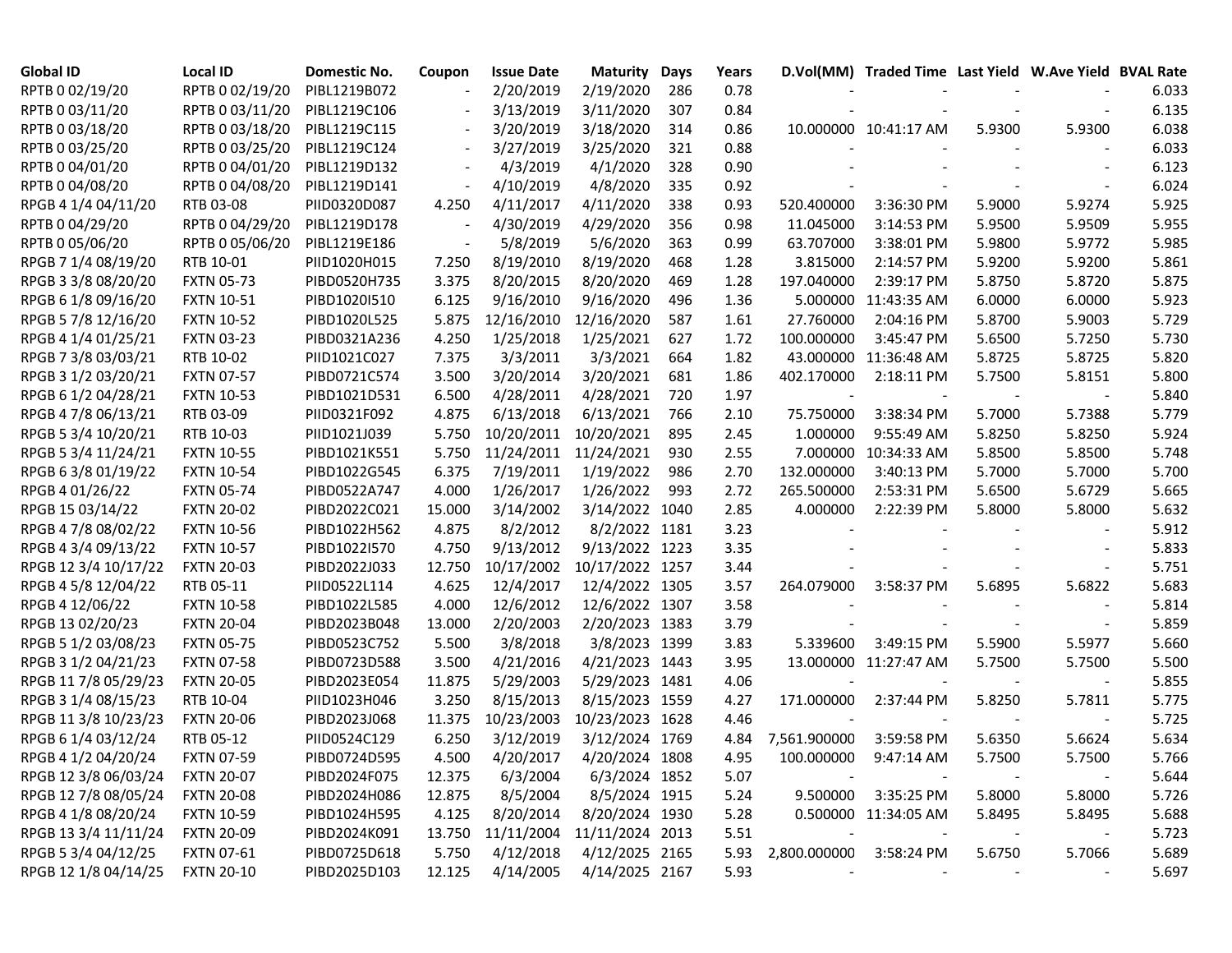| Global ID | Local ID | Domestic No. | Coupon | Issue Date | Maturity | Days | Years | D.Vol(MM) | Traded Time | Last Yield | W.Ave Yield | BVAL Rate |
|---|---|---|---|---|---|---|---|---|---|---|---|---|
| RPTB 0 02/19/20 | RPTB 0 02/19/20 | PIBL1219B072 | - | 2/20/2019 | 2/19/2020 | 286 | 0.78 | - | - | - | - | 6.033 |
| RPTB 0 03/11/20 | RPTB 0 03/11/20 | PIBL1219C106 | - | 3/13/2019 | 3/11/2020 | 307 | 0.84 | - | - | - | - | 6.135 |
| RPTB 0 03/18/20 | RPTB 0 03/18/20 | PIBL1219C115 | - | 3/20/2019 | 3/18/2020 | 314 | 0.86 | 10.000000 | 10:41:17 AM | 5.9300 | 5.9300 | 6.038 |
| RPTB 0 03/25/20 | RPTB 0 03/25/20 | PIBL1219C124 | - | 3/27/2019 | 3/25/2020 | 321 | 0.88 | - | - | - | - | 6.033 |
| RPTB 0 04/01/20 | RPTB 0 04/01/20 | PIBL1219D132 | - | 4/3/2019 | 4/1/2020 | 328 | 0.90 | - | - | - | - | 6.123 |
| RPTB 0 04/08/20 | RPTB 0 04/08/20 | PIBL1219D141 | - | 4/10/2019 | 4/8/2020 | 335 | 0.92 | - | - | - | - | 6.024 |
| RPGB 4 1/4 04/11/20 | RTB 03-08 | PIID0320D087 | 4.250 | 4/11/2017 | 4/11/2020 | 338 | 0.93 | 520.400000 | 3:36:30 PM | 5.9000 | 5.9274 | 5.925 |
| RPTB 0 04/29/20 | RPTB 0 04/29/20 | PIBL1219D178 | - | 4/30/2019 | 4/29/2020 | 356 | 0.98 | 11.045000 | 3:14:53 PM | 5.9500 | 5.9509 | 5.955 |
| RPTB 0 05/06/20 | RPTB 0 05/06/20 | PIBL1219E186 | - | 5/8/2019 | 5/6/2020 | 363 | 0.99 | 63.707000 | 3:38:01 PM | 5.9800 | 5.9772 | 5.985 |
| RPGB 7 1/4 08/19/20 | RTB 10-01 | PIID1020H015 | 7.250 | 8/19/2010 | 8/19/2020 | 468 | 1.28 | 3.815000 | 2:14:57 PM | 5.9200 | 5.9200 | 5.861 |
| RPGB 3 3/8 08/20/20 | FXTN 05-73 | PIBD0520H735 | 3.375 | 8/20/2015 | 8/20/2020 | 469 | 1.28 | 197.040000 | 2:39:17 PM | 5.8750 | 5.8720 | 5.875 |
| RPGB 6 1/8 09/16/20 | FXTN 10-51 | PIBD1020I510 | 6.125 | 9/16/2010 | 9/16/2020 | 496 | 1.36 | 5.000000 | 11:43:35 AM | 6.0000 | 6.0000 | 5.923 |
| RPGB 5 7/8 12/16/20 | FXTN 10-52 | PIBD1020L525 | 5.875 | 12/16/2010 | 12/16/2020 | 587 | 1.61 | 27.760000 | 2:04:16 PM | 5.8700 | 5.9003 | 5.729 |
| RPGB 4 1/4 01/25/21 | FXTN 03-23 | PIBD0321A236 | 4.250 | 1/25/2018 | 1/25/2021 | 627 | 1.72 | 100.000000 | 3:45:47 PM | 5.6500 | 5.7250 | 5.730 |
| RPGB 7 3/8 03/03/21 | RTB 10-02 | PIID1021C027 | 7.375 | 3/3/2011 | 3/3/2021 | 664 | 1.82 | 43.000000 | 11:36:48 AM | 5.8725 | 5.8725 | 5.820 |
| RPGB 3 1/2 03/20/21 | FXTN 07-57 | PIBD0721C574 | 3.500 | 3/20/2014 | 3/20/2021 | 681 | 1.86 | 402.170000 | 2:18:11 PM | 5.7500 | 5.8151 | 5.800 |
| RPGB 6 1/2 04/28/21 | FXTN 10-53 | PIBD1021D531 | 6.500 | 4/28/2011 | 4/28/2021 | 720 | 1.97 | - | - | - | - | 5.840 |
| RPGB 4 7/8 06/13/21 | RTB 03-09 | PIID0321F092 | 4.875 | 6/13/2018 | 6/13/2021 | 766 | 2.10 | 75.750000 | 3:38:34 PM | 5.7000 | 5.7388 | 5.779 |
| RPGB 5 3/4 10/20/21 | RTB 10-03 | PIID1021J039 | 5.750 | 10/20/2011 | 10/20/2021 | 895 | 2.45 | 1.000000 | 9:55:49 AM | 5.8250 | 5.8250 | 5.924 |
| RPGB 5 3/4 11/24/21 | FXTN 10-55 | PIBD1021K551 | 5.750 | 11/24/2011 | 11/24/2021 | 930 | 2.55 | 7.000000 | 10:34:33 AM | 5.8500 | 5.8500 | 5.748 |
| RPGB 6 3/8 01/19/22 | FXTN 10-54 | PIBD1022G545 | 6.375 | 7/19/2011 | 1/19/2022 | 986 | 2.70 | 132.000000 | 3:40:13 PM | 5.7000 | 5.7000 | 5.700 |
| RPGB 4 01/26/22 | FXTN 05-74 | PIBD0522A747 | 4.000 | 1/26/2017 | 1/26/2022 | 993 | 2.72 | 265.500000 | 2:53:31 PM | 5.6500 | 5.6729 | 5.665 |
| RPGB 15 03/14/22 | FXTN 20-02 | PIBD2022C021 | 15.000 | 3/14/2002 | 3/14/2022 | 1040 | 2.85 | 4.000000 | 2:22:39 PM | 5.8000 | 5.8000 | 5.632 |
| RPGB 4 7/8 08/02/22 | FXTN 10-56 | PIBD1022H562 | 4.875 | 8/2/2012 | 8/2/2022 | 1181 | 3.23 | - | - | - | - | 5.912 |
| RPGB 4 3/4 09/13/22 | FXTN 10-57 | PIBD1022I570 | 4.750 | 9/13/2012 | 9/13/2022 | 1223 | 3.35 | - | - | - | - | 5.833 |
| RPGB 12 3/4 10/17/22 | FXTN 20-03 | PIBD2022J033 | 12.750 | 10/17/2002 | 10/17/2022 | 1257 | 3.44 | - | - | - | - | 5.751 |
| RPGB 4 5/8 12/04/22 | RTB 05-11 | PIID0522L114 | 4.625 | 12/4/2017 | 12/4/2022 | 1305 | 3.57 | 264.079000 | 3:58:37 PM | 5.6895 | 5.6822 | 5.683 |
| RPGB 4 12/06/22 | FXTN 10-58 | PIBD1022L585 | 4.000 | 12/6/2012 | 12/6/2022 | 1307 | 3.58 | - | - | - | - | 5.814 |
| RPGB 13 02/20/23 | FXTN 20-04 | PIBD2023B048 | 13.000 | 2/20/2003 | 2/20/2023 | 1383 | 3.79 | - | - | - | - | 5.859 |
| RPGB 5 1/2 03/08/23 | FXTN 05-75 | PIBD0523C752 | 5.500 | 3/8/2018 | 3/8/2023 | 1399 | 3.83 | 5.339600 | 3:49:15 PM | 5.5900 | 5.5977 | 5.660 |
| RPGB 3 1/2 04/21/23 | FXTN 07-58 | PIBD0723D588 | 3.500 | 4/21/2016 | 4/21/2023 | 1443 | 3.95 | 13.000000 | 11:27:47 AM | 5.7500 | 5.7500 | 5.500 |
| RPGB 11 7/8 05/29/23 | FXTN 20-05 | PIBD2023E054 | 11.875 | 5/29/2003 | 5/29/2023 | 1481 | 4.06 | - | - | - | - | 5.855 |
| RPGB 3 1/4 08/15/23 | RTB 10-04 | PIID1023H046 | 3.250 | 8/15/2013 | 8/15/2023 | 1559 | 4.27 | 171.000000 | 2:37:44 PM | 5.8250 | 5.7811 | 5.775 |
| RPGB 11 3/8 10/23/23 | FXTN 20-06 | PIBD2023J068 | 11.375 | 10/23/2003 | 10/23/2023 | 1628 | 4.46 | - | - | - | - | 5.725 |
| RPGB 6 1/4 03/12/24 | RTB 05-12 | PIID0524C129 | 6.250 | 3/12/2019 | 3/12/2024 | 1769 | 4.84 | 7,561.900000 | 3:59:58 PM | 5.6350 | 5.6624 | 5.634 |
| RPGB 4 1/2 04/20/24 | FXTN 07-59 | PIBD0724D595 | 4.500 | 4/20/2017 | 4/20/2024 | 1808 | 4.95 | 100.000000 | 9:47:14 AM | 5.7500 | 5.7500 | 5.766 |
| RPGB 12 3/8 06/03/24 | FXTN 20-07 | PIBD2024F075 | 12.375 | 6/3/2004 | 6/3/2024 | 1852 | 5.07 | - | - | - | - | 5.644 |
| RPGB 12 7/8 08/05/24 | FXTN 20-08 | PIBD2024H086 | 12.875 | 8/5/2004 | 8/5/2024 | 1915 | 5.24 | 9.500000 | 3:35:25 PM | 5.8000 | 5.8000 | 5.726 |
| RPGB 4 1/8 08/20/24 | FXTN 10-59 | PIBD1024H595 | 4.125 | 8/20/2014 | 8/20/2024 | 1930 | 5.28 | 0.500000 | 11:34:05 AM | 5.8495 | 5.8495 | 5.688 |
| RPGB 13 3/4 11/11/24 | FXTN 20-09 | PIBD2024K091 | 13.750 | 11/11/2004 | 11/11/2024 | 2013 | 5.51 | - | - | - | - | 5.723 |
| RPGB 5 3/4 04/12/25 | FXTN 07-61 | PIBD0725D618 | 5.750 | 4/12/2018 | 4/12/2025 | 2165 | 5.93 | 2,800.000000 | 3:58:24 PM | 5.6750 | 5.7066 | 5.689 |
| RPGB 12 1/8 04/14/25 | FXTN 20-10 | PIBD2025D103 | 12.125 | 4/14/2005 | 4/14/2025 | 2167 | 5.93 | - | - | - | - | 5.697 |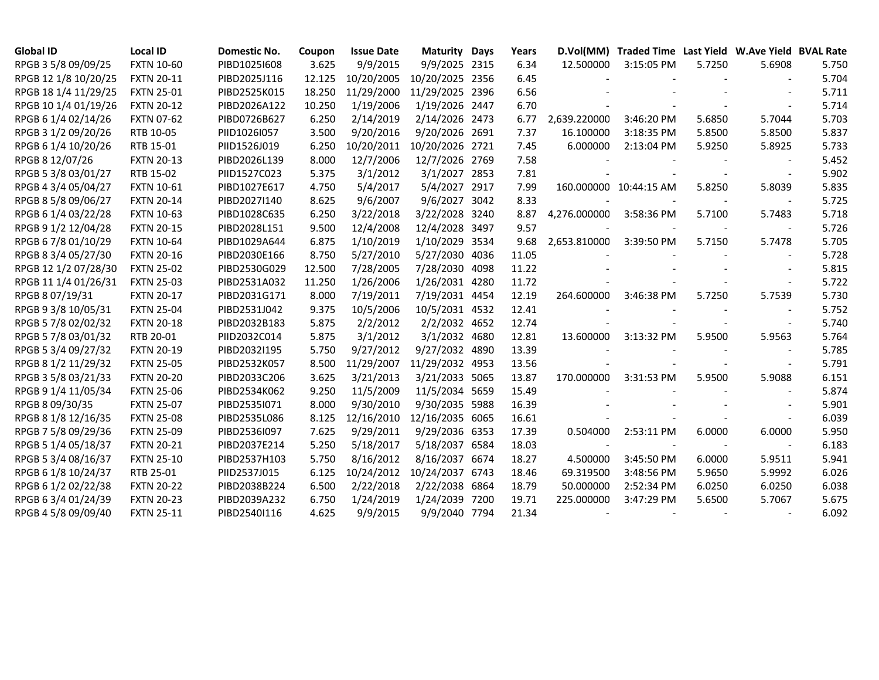| Global ID | Local ID | Domestic No. | Coupon | Issue Date | Maturity | Days | Years | D.Vol(MM) | Traded Time | Last Yield | W.Ave Yield | BVAL Rate |
|---|---|---|---|---|---|---|---|---|---|---|---|---|
| RPGB 3 5/8 09/09/25 | FXTN 10-60 | PIBD1025I608 | 3.625 | 9/9/2015 | 9/9/2025 | 2315 | 6.34 | 12.500000 | 3:15:05 PM | 5.7250 | 5.6908 | 5.750 |
| RPGB 12 1/8 10/20/25 | FXTN 20-11 | PIBD2025J116 | 12.125 | 10/20/2005 | 10/20/2025 | 2356 | 6.45 | - | - | - | - | 5.704 |
| RPGB 18 1/4 11/29/25 | FXTN 25-01 | PIBD2525K015 | 18.250 | 11/29/2000 | 11/29/2025 | 2396 | 6.56 | - | - | - | - | 5.711 |
| RPGB 10 1/4 01/19/26 | FXTN 20-12 | PIBD2026A122 | 10.250 | 1/19/2006 | 1/19/2026 | 2447 | 6.70 | - | - | - | - | 5.714 |
| RPGB 6 1/4 02/14/26 | FXTN 07-62 | PIBD0726B627 | 6.250 | 2/14/2019 | 2/14/2026 | 2473 | 6.77 | 2,639.220000 | 3:46:20 PM | 5.6850 | 5.7044 | 5.703 |
| RPGB 3 1/2 09/20/26 | RTB 10-05 | PIID1026I057 | 3.500 | 9/20/2016 | 9/20/2026 | 2691 | 7.37 | 16.100000 | 3:18:35 PM | 5.8500 | 5.8500 | 5.837 |
| RPGB 6 1/4 10/20/26 | RTB 15-01 | PIID1526J019 | 6.250 | 10/20/2011 | 10/20/2026 | 2721 | 7.45 | 6.000000 | 2:13:04 PM | 5.9250 | 5.8925 | 5.733 |
| RPGB 8 12/07/26 | FXTN 20-13 | PIBD2026L139 | 8.000 | 12/7/2006 | 12/7/2026 | 2769 | 7.58 | - | - | - | - | 5.452 |
| RPGB 5 3/8 03/01/27 | RTB 15-02 | PIID1527C023 | 5.375 | 3/1/2012 | 3/1/2027 | 2853 | 7.81 | - | - | - | - | 5.902 |
| RPGB 4 3/4 05/04/27 | FXTN 10-61 | PIBD1027E617 | 4.750 | 5/4/2017 | 5/4/2027 | 2917 | 7.99 | 160.000000 | 10:44:15 AM | 5.8250 | 5.8039 | 5.835 |
| RPGB 8 5/8 09/06/27 | FXTN 20-14 | PIBD2027I140 | 8.625 | 9/6/2007 | 9/6/2027 | 3042 | 8.33 | - | - | - | - | 5.725 |
| RPGB 6 1/4 03/22/28 | FXTN 10-63 | PIBD1028C635 | 6.250 | 3/22/2018 | 3/22/2028 | 3240 | 8.87 | 4,276.000000 | 3:58:36 PM | 5.7100 | 5.7483 | 5.718 |
| RPGB 9 1/2 12/04/28 | FXTN 20-15 | PIBD2028L151 | 9.500 | 12/4/2008 | 12/4/2028 | 3497 | 9.57 | - | - | - | - | 5.726 |
| RPGB 6 7/8 01/10/29 | FXTN 10-64 | PIBD1029A644 | 6.875 | 1/10/2019 | 1/10/2029 | 3534 | 9.68 | 2,653.810000 | 3:39:50 PM | 5.7150 | 5.7478 | 5.705 |
| RPGB 8 3/4 05/27/30 | FXTN 20-16 | PIBD2030E166 | 8.750 | 5/27/2010 | 5/27/2030 | 4036 | 11.05 | - | - | - | - | 5.728 |
| RPGB 12 1/2 07/28/30 | FXTN 25-02 | PIBD2530G029 | 12.500 | 7/28/2005 | 7/28/2030 | 4098 | 11.22 | - | - | - | - | 5.815 |
| RPGB 11 1/4 01/26/31 | FXTN 25-03 | PIBD2531A032 | 11.250 | 1/26/2006 | 1/26/2031 | 4280 | 11.72 | - | - | - | - | 5.722 |
| RPGB 8 07/19/31 | FXTN 20-17 | PIBD2031G171 | 8.000 | 7/19/2011 | 7/19/2031 | 4454 | 12.19 | 264.600000 | 3:46:38 PM | 5.7250 | 5.7539 | 5.730 |
| RPGB 9 3/8 10/05/31 | FXTN 25-04 | PIBD2531J042 | 9.375 | 10/5/2006 | 10/5/2031 | 4532 | 12.41 | - | - | - | - | 5.752 |
| RPGB 5 7/8 02/02/32 | FXTN 20-18 | PIBD2032B183 | 5.875 | 2/2/2012 | 2/2/2032 | 4652 | 12.74 | - | - | - | - | 5.740 |
| RPGB 5 7/8 03/01/32 | RTB 20-01 | PIID2032C014 | 5.875 | 3/1/2012 | 3/1/2032 | 4680 | 12.81 | 13.600000 | 3:13:32 PM | 5.9500 | 5.9563 | 5.764 |
| RPGB 5 3/4 09/27/32 | FXTN 20-19 | PIBD2032I195 | 5.750 | 9/27/2012 | 9/27/2032 | 4890 | 13.39 | - | - | - | - | 5.785 |
| RPGB 8 1/2 11/29/32 | FXTN 25-05 | PIBD2532K057 | 8.500 | 11/29/2007 | 11/29/2032 | 4953 | 13.56 | - | - | - | - | 5.791 |
| RPGB 3 5/8 03/21/33 | FXTN 20-20 | PIBD2033C206 | 3.625 | 3/21/2013 | 3/21/2033 | 5065 | 13.87 | 170.000000 | 3:31:53 PM | 5.9500 | 5.9088 | 6.151 |
| RPGB 9 1/4 11/05/34 | FXTN 25-06 | PIBD2534K062 | 9.250 | 11/5/2009 | 11/5/2034 | 5659 | 15.49 | - | - | - | - | 5.874 |
| RPGB 8 09/30/35 | FXTN 25-07 | PIBD2535I071 | 8.000 | 9/30/2010 | 9/30/2035 | 5988 | 16.39 | - | - | - | - | 5.901 |
| RPGB 8 1/8 12/16/35 | FXTN 25-08 | PIBD2535L086 | 8.125 | 12/16/2010 | 12/16/2035 | 6065 | 16.61 | - | - | - | - | 6.039 |
| RPGB 7 5/8 09/29/36 | FXTN 25-09 | PIBD2536I097 | 7.625 | 9/29/2011 | 9/29/2036 | 6353 | 17.39 | 0.504000 | 2:53:11 PM | 6.0000 | 6.0000 | 5.950 |
| RPGB 5 1/4 05/18/37 | FXTN 20-21 | PIBD2037E214 | 5.250 | 5/18/2017 | 5/18/2037 | 6584 | 18.03 | - | - | - | - | 6.183 |
| RPGB 5 3/4 08/16/37 | FXTN 25-10 | PIBD2537H103 | 5.750 | 8/16/2012 | 8/16/2037 | 6674 | 18.27 | 4.500000 | 3:45:50 PM | 6.0000 | 5.9511 | 5.941 |
| RPGB 6 1/8 10/24/37 | RTB 25-01 | PIID2537J015 | 6.125 | 10/24/2012 | 10/24/2037 | 6743 | 18.46 | 69.319500 | 3:48:56 PM | 5.9650 | 5.9992 | 6.026 |
| RPGB 6 1/2 02/22/38 | FXTN 20-22 | PIBD2038B224 | 6.500 | 2/22/2018 | 2/22/2038 | 6864 | 18.79 | 50.000000 | 2:52:34 PM | 6.0250 | 6.0250 | 6.038 |
| RPGB 6 3/4 01/24/39 | FXTN 20-23 | PIBD2039A232 | 6.750 | 1/24/2019 | 1/24/2039 | 7200 | 19.71 | 225.000000 | 3:47:29 PM | 5.6500 | 5.7067 | 5.675 |
| RPGB 4 5/8 09/09/40 | FXTN 25-11 | PIBD2540I116 | 4.625 | 9/9/2015 | 9/9/2040 | 7794 | 21.34 | - | - | - | - | 6.092 |